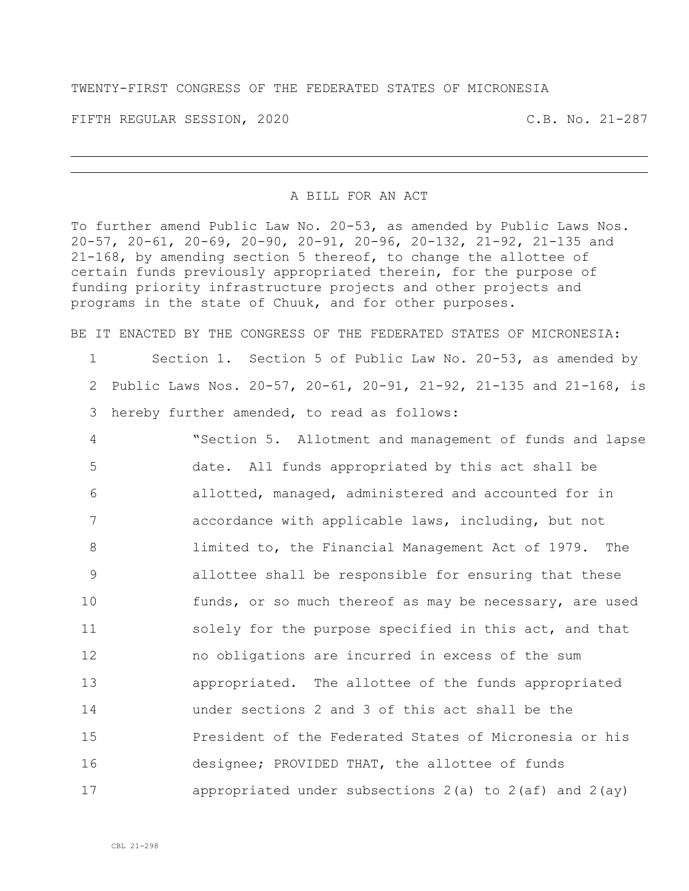TWENTY-FIRST CONGRESS OF THE FEDERATED STATES OF MICRONESIA

FIFTH REGULAR SESSION, 2020 C.B. No. 21-287

# A BILL FOR AN ACT

To further amend Public Law No. 20-53, as amended by Public Laws Nos. 20-57, 20-61, 20-69, 20-90, 20-91, 20-96, 20-132, 21-92, 21-135 and 21-168, by amending section 5 thereof, to change the allottee of certain funds previously appropriated therein, for the purpose of funding priority infrastructure projects and other projects and programs in the state of Chuuk, and for other purposes.

BE IT ENACTED BY THE CONGRESS OF THE FEDERATED STATES OF MICRONESIA:

1 Section 1. Section 5 of Public Law No. 20-53, as amended by
2 Public Laws Nos. 20-57, 20-61, 20-91, 21-92, 21-135 and 21-168, is
3 hereby further amended, to read as follows:

4 "Section 5. Allotment and management of funds and lapse
5 date. All funds appropriated by this act shall be
6 allotted, managed, administered and accounted for in
7 accordance with applicable laws, including, but not
8 limited to, the Financial Management Act of 1979. The
9 allottee shall be responsible for ensuring that these
10 funds, or so much thereof as may be necessary, are used
11 solely for the purpose specified in this act, and that
12 no obligations are incurred in excess of the sum
13 appropriated. The allottee of the funds appropriated
14 under sections 2 and 3 of this act shall be the
15 President of the Federated States of Micronesia or his
16 designee; PROVIDED THAT, the allottee of funds
17 appropriated under subsections 2(a) to 2(af) and 2(ay)

CBL 21-298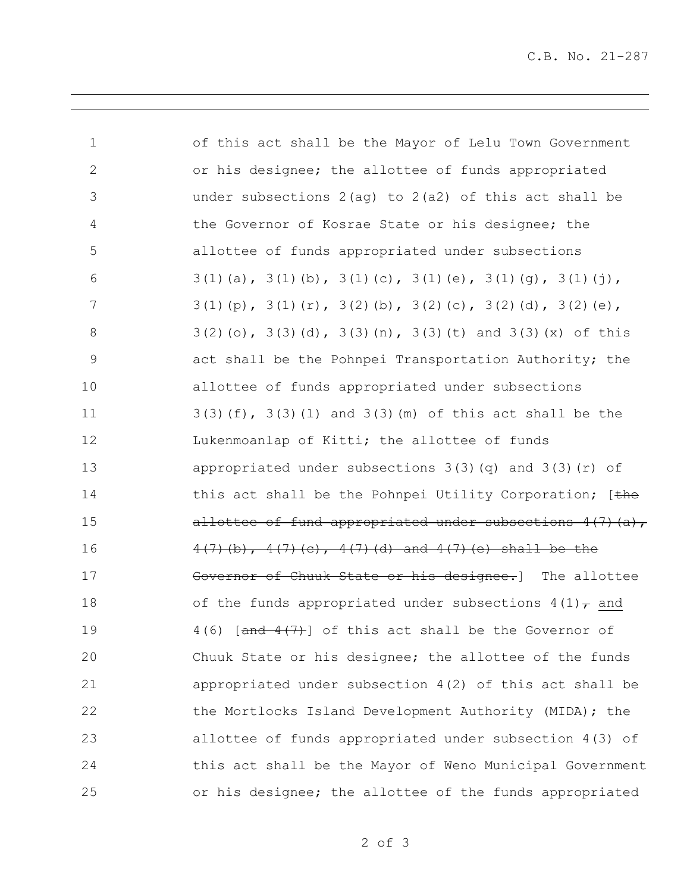of this act shall be the Mayor of Lelu Town Government or his designee; the allottee of funds appropriated under subsections 2(ag) to 2(a2) of this act shall be the Governor of Kosrae State or his designee; the allottee of funds appropriated under subsections 3(1)(a), 3(1)(b), 3(1)(c), 3(1)(e), 3(1)(g), 3(1)(j), 3(1)(p), 3(1)(r), 3(2)(b), 3(2)(c), 3(2)(d), 3(2)(e), 3(2)(o), 3(3)(d), 3(3)(n), 3(3)(t) and 3(3)(x) of this act shall be the Pohnpei Transportation Authority; the allottee of funds appropriated under subsections 3(3)(f), 3(3)(l) and 3(3)(m) of this act shall be the Lukenmoanlap of Kitti; the allottee of funds appropriated under subsections 3(3)(q) and 3(3)(r) of this act shall be the Pohnpei Utility Corporation; [~~the allottee of fund appropriated under subsections 4(7)(a), 4(7)(b), 4(7)(c), 4(7)(d) and 4(7)(e) shall be the Governor of Chuuk State or his designee.~~] The allottee of the funds appropriated under subsections 4(1)~~,~~ <u>and</u> 4(6) [~~and 4(7)~~] of this act shall be the Governor of Chuuk State or his designee; the allottee of the funds appropriated under subsection 4(2) of this act shall be the Mortlocks Island Development Authority (MIDA); the allottee of funds appropriated under subsection 4(3) of this act shall be the Mayor of Weno Municipal Government or his designee; the allottee of the funds appropriated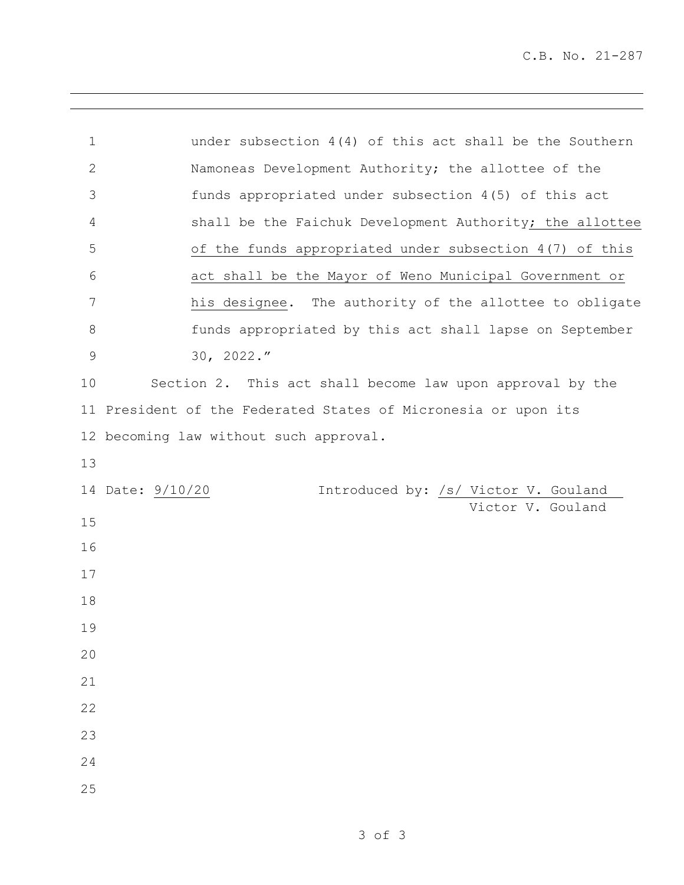under subsection 4(4) of this act shall be the Southern Namoneas Development Authority; the allottee of the funds appropriated under subsection 4(5) of this act shall be the Faichuk Development Authority<u>; the allottee of the funds appropriated under subsection 4(7) of this act shall be the Mayor of Weno Municipal Government or his designee</u>. The authority of the allottee to obligate funds appropriated by this act shall lapse on September 30, 2022."

Section 2. This act shall become law upon approval by the President of the Federated States of Micronesia or upon its becoming law without such approval.

Date: <u>9/10/20</u>

Introduced by: /s/ Victor V. Gouland
Victor V. Gouland